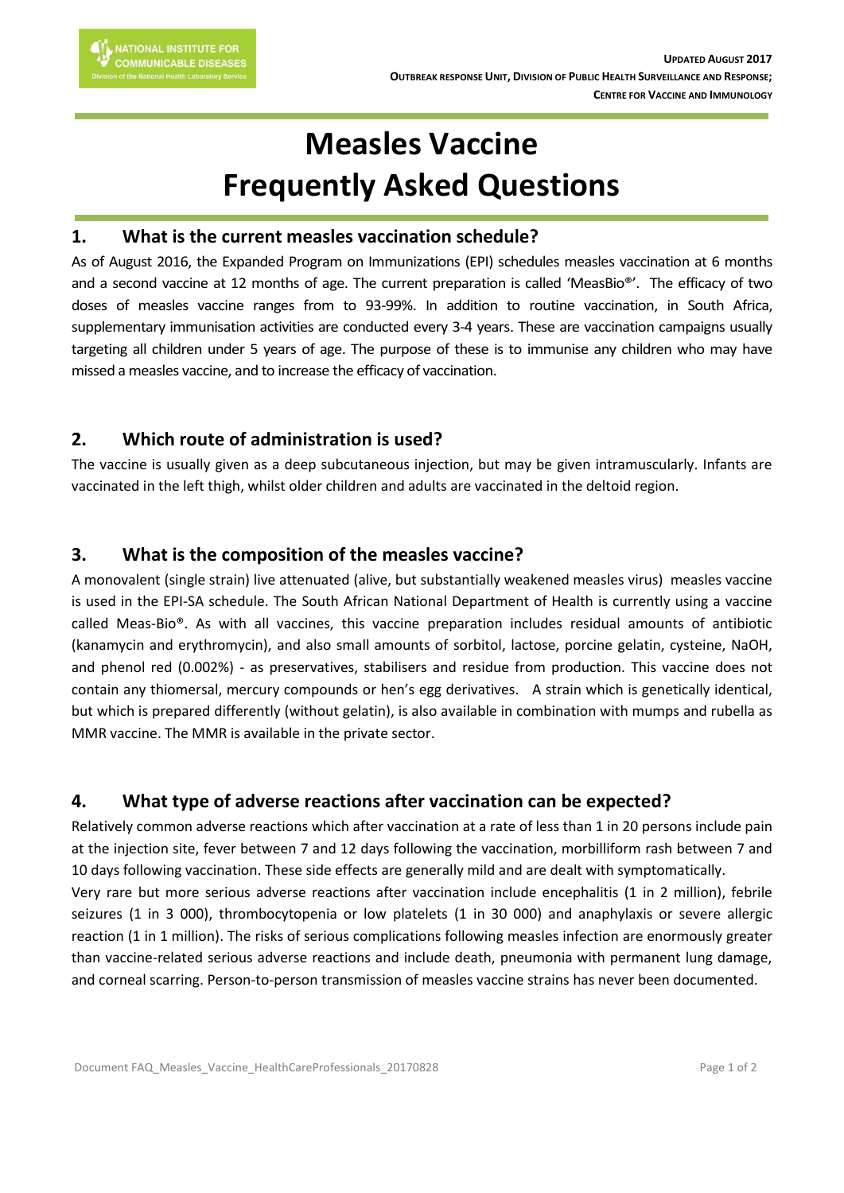NATIONAL INSTITUTE FOR COMMUNICABLE DISEASES
Division of the National Health Laboratory Service

**UPDATED AUGUST 2017**
**OUTBREAK RESPONSE UNIT, DIVISION OF PUBLIC HEALTH SURVEILLANCE AND RESPONSE; CENTRE FOR VACCINE AND IMMUNOLOGY**

# Measles Vaccine
# Frequently Asked Questions

## 1. What is the current measles vaccination schedule?

As of August 2016, the Expanded Program on Immunizations (EPI) schedules measles vaccination at 6 months and a second vaccine at 12 months of age. The current preparation is called 'MeasBio®'. The efficacy of two doses of measles vaccine ranges from to 93-99%. In addition to routine vaccination, in South Africa, supplementary immunisation activities are conducted every 3-4 years. These are vaccination campaigns usually targeting all children under 5 years of age. The purpose of these is to immunise any children who may have missed a measles vaccine, and to increase the efficacy of vaccination.

## 2. Which route of administration is used?

The vaccine is usually given as a deep subcutaneous injection, but may be given intramuscularly. Infants are vaccinated in the left thigh, whilst older children and adults are vaccinated in the deltoid region.

## 3. What is the composition of the measles vaccine?

A monovalent (single strain) live attenuated (alive, but substantially weakened measles virus) measles vaccine is used in the EPI-SA schedule. The South African National Department of Health is currently using a vaccine called Meas-Bio®. As with all vaccines, this vaccine preparation includes residual amounts of antibiotic (kanamycin and erythromycin), and also small amounts of sorbitol, lactose, porcine gelatin, cysteine, NaOH, and phenol red (0.002%) - as preservatives, stabilisers and residue from production. This vaccine does not contain any thiomersal, mercury compounds or hen's egg derivatives. A strain which is genetically identical, but which is prepared differently (without gelatin), is also available in combination with mumps and rubella as MMR vaccine. The MMR is available in the private sector.

## 4. What type of adverse reactions after vaccination can be expected?

Relatively common adverse reactions which after vaccination at a rate of less than 1 in 20 persons include pain at the injection site, fever between 7 and 12 days following the vaccination, morbilliform rash between 7 and 10 days following vaccination. These side effects are generally mild and are dealt with symptomatically.

Very rare but more serious adverse reactions after vaccination include encephalitis (1 in 2 million), febrile seizures (1 in 3 000), thrombocytopenia or low platelets (1 in 30 000) and anaphylaxis or severe allergic reaction (1 in 1 million). The risks of serious complications following measles infection are enormously greater than vaccine-related serious adverse reactions and include death, pneumonia with permanent lung damage, and corneal scarring. Person-to-person transmission of measles vaccine strains has never been documented.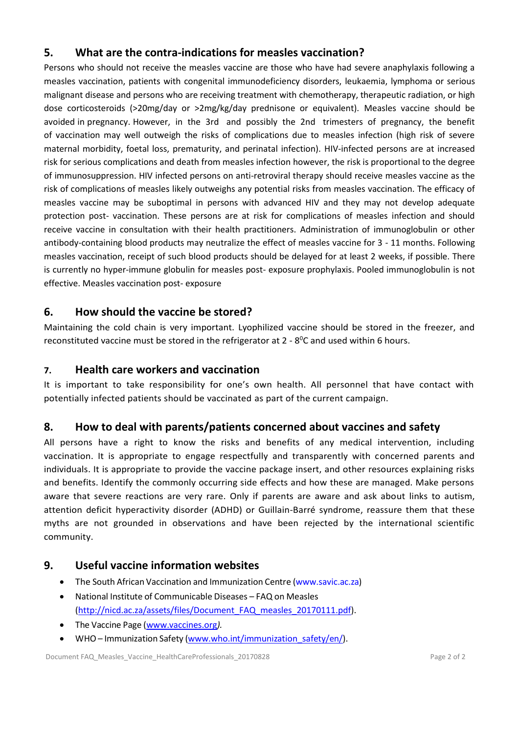## 5. What are the contra-indications for measles vaccination?

Persons who should not receive the measles vaccine are those who have had severe anaphylaxis following a measles vaccination, patients with congenital immunodeficiency disorders, leukaemia, lymphoma or serious malignant disease and persons who are receiving treatment with chemotherapy, therapeutic radiation, or high dose corticosteroids (>20mg/day or >2mg/kg/day prednisone or equivalent). Measles vaccine should be avoided in pregnancy. However, in the 3rd and possibly the 2nd trimesters of pregnancy, the benefit of vaccination may well outweigh the risks of complications due to measles infection (high risk of severe maternal morbidity, foetal loss, prematurity, and perinatal infection). HIV-infected persons are at increased risk for serious complications and death from measles infection however, the risk is proportional to the degree of immunosuppression. HIV infected persons on anti-retroviral therapy should receive measles vaccine as the risk of complications of measles likely outweighs any potential risks from measles vaccination. The efficacy of measles vaccine may be suboptimal in persons with advanced HIV and they may not develop adequate protection post- vaccination. These persons are at risk for complications of measles infection and should receive vaccine in consultation with their health practitioners. Administration of immunoglobulin or other antibody-containing blood products may neutralize the effect of measles vaccine for 3 - 11 months. Following measles vaccination, receipt of such blood products should be delayed for at least 2 weeks, if possible. There is currently no hyper-immune globulin for measles post- exposure prophylaxis. Pooled immunoglobulin is not effective. Measles vaccination post- exposure

## 6. How should the vaccine be stored?

Maintaining the cold chain is very important. Lyophilized vaccine should be stored in the freezer, and reconstituted vaccine must be stored in the refrigerator at 2 - 8$^{0}$C and used within 6 hours.

## 7. Health care workers and vaccination

It is important to take responsibility for one's own health. All personnel that have contact with potentially infected patients should be vaccinated as part of the current campaign.

## 8. How to deal with parents/patients concerned about vaccines and safety

All persons have a right to know the risks and benefits of any medical intervention, including vaccination. It is appropriate to engage respectfully and transparently with concerned parents and individuals. It is appropriate to provide the vaccine package insert, and other resources explaining risks and benefits. Identify the commonly occurring side effects and how these are managed. Make persons aware that severe reactions are very rare. Only if parents are aware and ask about links to autism, attention deficit hyperactivity disorder (ADHD) or Guillain-Barré syndrome, reassure them that these myths are not grounded in observations and have been rejected by the international scientific community.

## 9. Useful vaccine information websites

- The South African Vaccination and Immunization Centre (www.savic.ac.za)
- National Institute of Communicable Diseases – FAQ on Measles (http://nicd.ac.za/assets/files/Document_FAQ_measles_20170111.pdf).
- The Vaccine Page (www.vaccines.org*).*
- WHO – Immunization Safety (www.who.int/immunization_safety/en/).